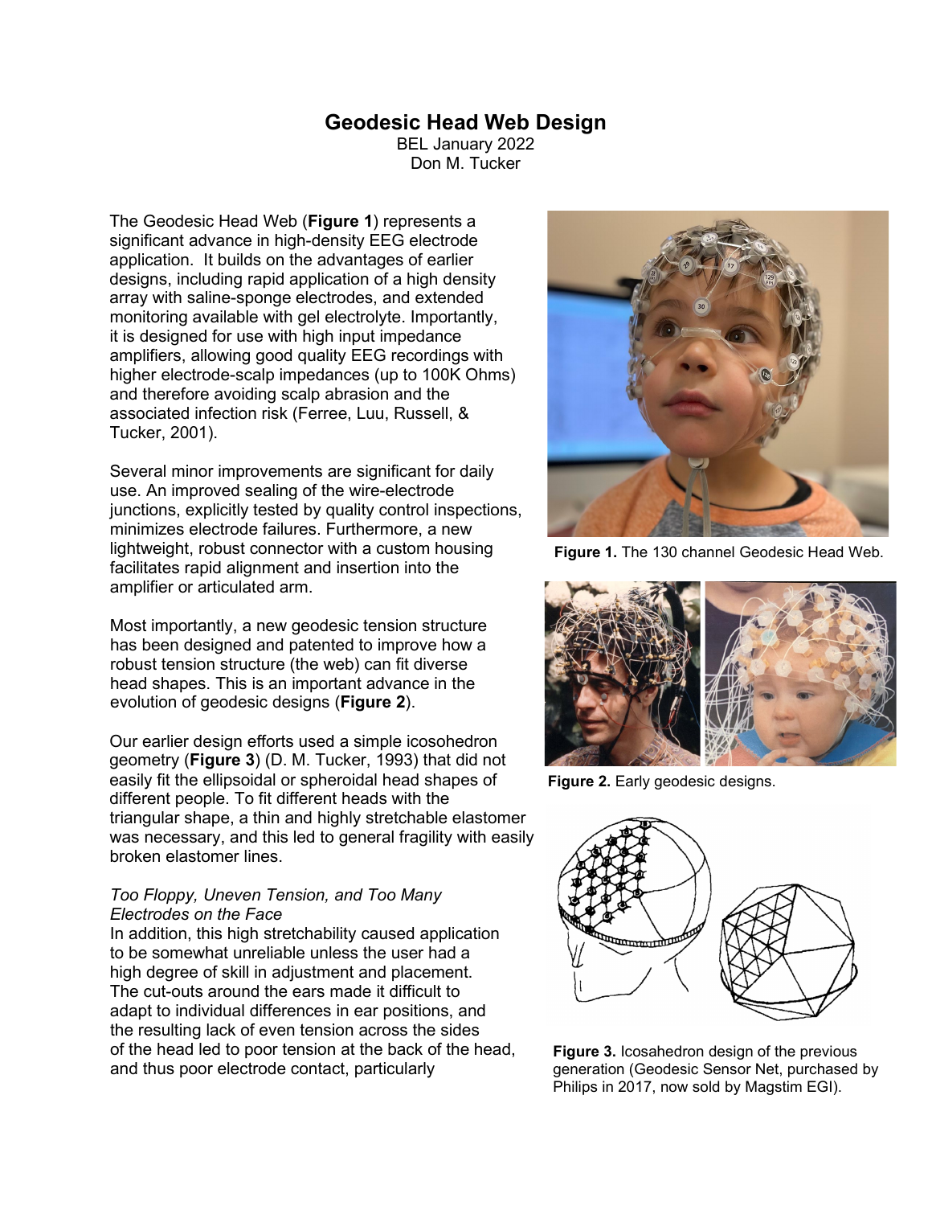# Geodesic Head Web Design

BEL January 2022
Don M. Tucker

The Geodesic Head Web (**Figure 1**) represents a significant advance in high-density EEG electrode application. It builds on the advantages of earlier designs, including rapid application of a high density array with saline-sponge electrodes, and extended monitoring available with gel electrolyte. Importantly, it is designed for use with high input impedance amplifiers, allowing good quality EEG recordings with higher electrode-scalp impedances (up to 100K Ohms) and therefore avoiding scalp abrasion and the associated infection risk (Ferree, Luu, Russell, & Tucker, 2001).

Several minor improvements are significant for daily use. An improved sealing of the wire-electrode junctions, explicitly tested by quality control inspections, minimizes electrode failures. Furthermore, a new lightweight, robust connector with a custom housing facilitates rapid alignment and insertion into the amplifier or articulated arm.

Most importantly, a new geodesic tension structure has been designed and patented to improve how a robust tension structure (the web) can fit diverse head shapes. This is an important advance in the evolution of geodesic designs (**Figure 2**).

Our earlier design efforts used a simple icosohedron geometry (**Figure 3**) (D. M. Tucker, 1993) that did not easily fit the ellipsoidal or spheroidal head shapes of different people. To fit different heads with the triangular shape, a thin and highly stretchable elastomer was necessary, and this led to general fragility with easily broken elastomer lines.

*Too Floppy, Uneven Tension, and Too Many Electrodes on the Face*

In addition, this high stretchability caused application to be somewhat unreliable unless the user had a high degree of skill in adjustment and placement. The cut-outs around the ears made it difficult to adapt to individual differences in ear positions, and the resulting lack of even tension across the sides of the head led to poor tension at the back of the head, and thus poor electrode contact, particularly

**Figure 1.** The 130 channel Geodesic Head Web.

**Figure 2.** Early geodesic designs.

**Figure 3.** Icosahedron design of the previous generation (Geodesic Sensor Net, purchased by Philips in 2017, now sold by Magstim EGI).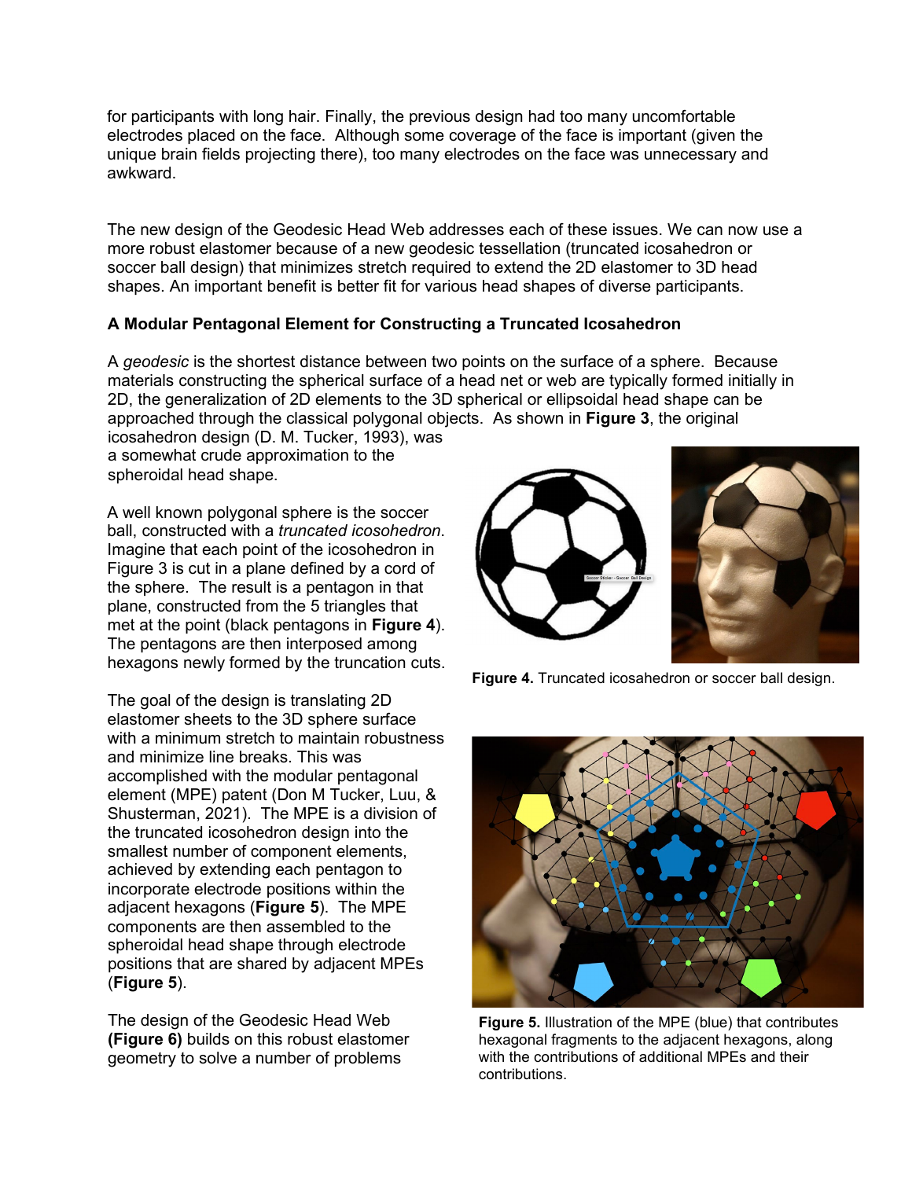for participants with long hair. Finally, the previous design had too many uncomfortable electrodes placed on the face. Although some coverage of the face is important (given the unique brain fields projecting there), too many electrodes on the face was unnecessary and awkward.

The new design of the Geodesic Head Web addresses each of these issues. We can now use a more robust elastomer because of a new geodesic tessellation (truncated icosahedron or soccer ball design) that minimizes stretch required to extend the 2D elastomer to 3D head shapes. An important benefit is better fit for various head shapes of diverse participants.

### A Modular Pentagonal Element for Constructing a Truncated Icosahedron

A *geodesic* is the shortest distance between two points on the surface of a sphere. Because materials constructing the spherical surface of a head net or web are typically formed initially in 2D, the generalization of 2D elements to the 3D spherical or ellipsoidal head shape can be approached through the classical polygonal objects. As shown in **Figure 3**, the original icosahedron design (D. M. Tucker, 1993), was a somewhat crude approximation to the spheroidal head shape.

A well known polygonal sphere is the soccer ball, constructed with a *truncated icosohedron*. Imagine that each point of the icosohedron in Figure 3 is cut in a plane defined by a cord of the sphere. The result is a pentagon in that plane, constructed from the 5 triangles that met at the point (black pentagons in **Figure 4**). The pentagons are then interposed among hexagons newly formed by the truncation cuts.

**Figure 4.** Truncated icosahedron or soccer ball design.

The goal of the design is translating 2D elastomer sheets to the 3D sphere surface with a minimum stretch to maintain robustness and minimize line breaks. This was accomplished with the modular pentagonal element (MPE) patent (Don M Tucker, Luu, & Shusterman, 2021). The MPE is a division of the truncated icosohedron design into the smallest number of component elements, achieved by extending each pentagon to incorporate electrode positions within the adjacent hexagons (**Figure 5**). The MPE components are then assembled to the spheroidal head shape through electrode positions that are shared by adjacent MPEs (**Figure 5**).

**Figure 5.** Illustration of the MPE (blue) that contributes hexagonal fragments to the adjacent hexagons, along with the contributions of additional MPEs and their contributions.

The design of the Geodesic Head Web **(Figure 6)** builds on this robust elastomer geometry to solve a number of problems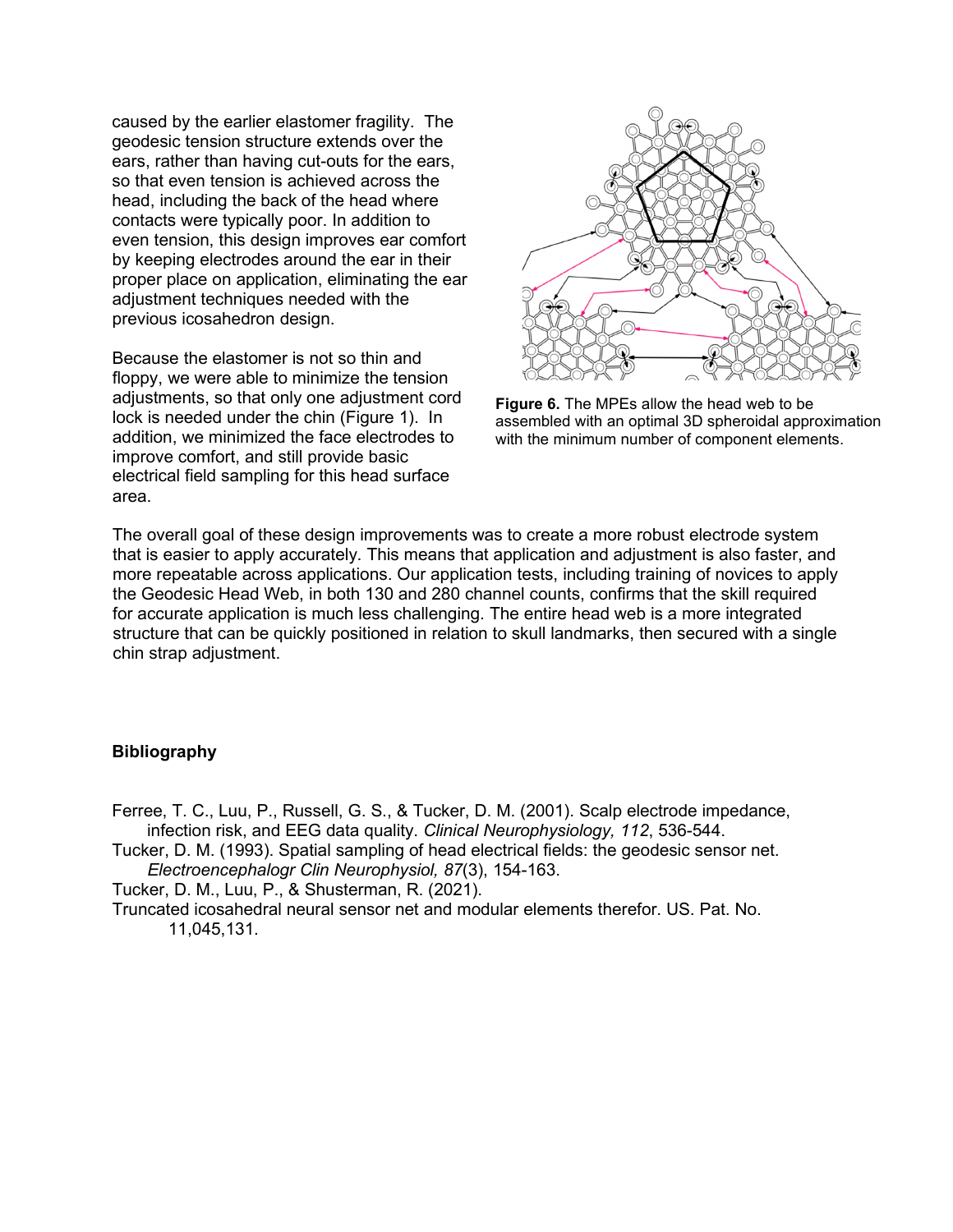caused by the earlier elastomer fragility. The geodesic tension structure extends over the ears, rather than having cut-outs for the ears, so that even tension is achieved across the head, including the back of the head where contacts were typically poor. In addition to even tension, this design improves ear comfort by keeping electrodes around the ear in their proper place on application, eliminating the ear adjustment techniques needed with the previous icosahedron design.

Because the elastomer is not so thin and floppy, we were able to minimize the tension adjustments, so that only one adjustment cord lock is needed under the chin (Figure 1). In addition, we minimized the face electrodes to improve comfort, and still provide basic electrical field sampling for this head surface area.

**Figure 6.** The MPEs allow the head web to be assembled with an optimal 3D spheroidal approximation with the minimum number of component elements.

The overall goal of these design improvements was to create a more robust electrode system that is easier to apply accurately. This means that application and adjustment is also faster, and more repeatable across applications. Our application tests, including training of novices to apply the Geodesic Head Web, in both 130 and 280 channel counts, confirms that the skill required for accurate application is much less challenging. The entire head web is a more integrated structure that can be quickly positioned in relation to skull landmarks, then secured with a single chin strap adjustment.

## Bibliography

Ferree, T. C., Luu, P., Russell, G. S., & Tucker, D. M. (2001). Scalp electrode impedance, infection risk, and EEG data quality. *Clinical Neurophysiology, 112*, 536-544.

Tucker, D. M. (1993). Spatial sampling of head electrical fields: the geodesic sensor net. *Electroencephalogr Clin Neurophysiol, 87*(3), 154-163.

Tucker, D. M., Luu, P., & Shusterman, R. (2021). Truncated icosahedral neural sensor net and modular elements therefor. US. Pat. No. 11,045,131.